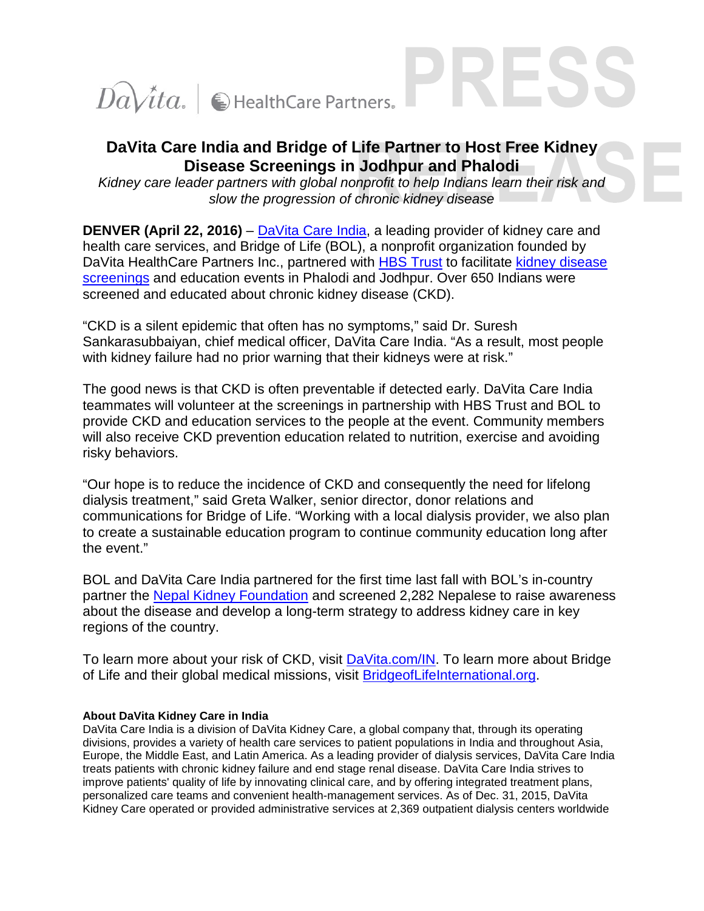# DaVita Care India and Bridge of Life Partner to Host Free Kidney Disease Screenings in Jodhpur and Phalodi

*Kidney care leader partners with global nonprofit to help Indians learn their risk and slow the progression of chronic kidney disease*

**DENVER (April 22, 2016)** – DaVita Care India, a leading provider of kidney care and health care services, and Bridge of Life (BOL), a nonprofit organization founded by DaVita HealthCare Partners Inc., partnered with HBS Trust to facilitate kidney disease screenings and education events in Phalodi and Jodhpur. Over 650 Indians were screened and educated about chronic kidney disease (CKD).

"CKD is a silent epidemic that often has no symptoms," said Dr. Suresh Sankarasubbaiyan, chief medical officer, DaVita Care India. "As a result, most people with kidney failure had no prior warning that their kidneys were at risk."

The good news is that CKD is often preventable if detected early. DaVita Care India teammates will volunteer at the screenings in partnership with HBS Trust and BOL to provide CKD and education services to the people at the event. Community members will also receive CKD prevention education related to nutrition, exercise and avoiding risky behaviors.

"Our hope is to reduce the incidence of CKD and consequently the need for lifelong dialysis treatment," said Greta Walker, senior director, donor relations and communications for Bridge of Life. "Working with a local dialysis provider, we also plan to create a sustainable education program to continue community education long after the event."

BOL and DaVita Care India partnered for the first time last fall with BOL's in-country partner the Nepal Kidney Foundation and screened 2,282 Nepalese to raise awareness about the disease and develop a long-term strategy to address kidney care in key regions of the country.

To learn more about your risk of CKD, visit DaVita.com/IN. To learn more about Bridge of Life and their global medical missions, visit BridgeofLifeInternational.org.

**About DaVita Kidney Care in India**

DaVita Care India is a division of DaVita Kidney Care, a global company that, through its operating divisions, provides a variety of health care services to patient populations in India and throughout Asia, Europe, the Middle East, and Latin America. As a leading provider of dialysis services, DaVita Care India treats patients with chronic kidney failure and end stage renal disease. DaVita Care India strives to improve patients' quality of life by innovating clinical care, and by offering integrated treatment plans, personalized care teams and convenient health-management services. As of Dec. 31, 2015, DaVita Kidney Care operated or provided administrative services at 2,369 outpatient dialysis centers worldwide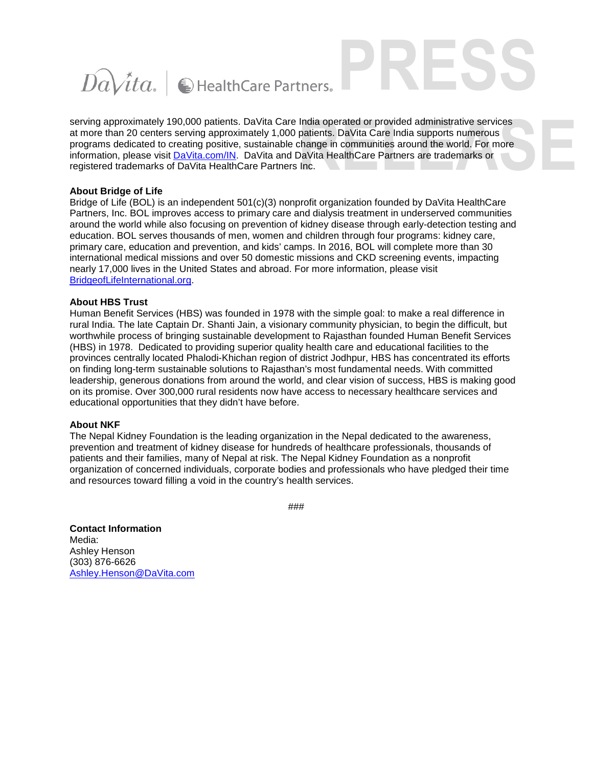serving approximately 190,000 patients. DaVita Care India operated or provided administrative services at more than 20 centers serving approximately 1,000 patients. DaVita Care India supports numerous programs dedicated to creating positive, sustainable change in communities around the world. For more information, please visit DaVita.com/IN. DaVita and DaVita HealthCare Partners are trademarks or registered trademarks of DaVita HealthCare Partners Inc.

**About Bridge of Life**

Bridge of Life (BOL) is an independent 501(c)(3) nonprofit organization founded by DaVita HealthCare Partners, Inc. BOL improves access to primary care and dialysis treatment in underserved communities around the world while also focusing on prevention of kidney disease through early-detection testing and education. BOL serves thousands of men, women and children through four programs: kidney care, primary care, education and prevention, and kids' camps. In 2016, BOL will complete more than 30 international medical missions and over 50 domestic missions and CKD screening events, impacting nearly 17,000 lives in the United States and abroad. For more information, please visit BridgeofLifeInternational.org.

**About HBS Trust**

Human Benefit Services (HBS) was founded in 1978 with the simple goal: to make a real difference in rural India. The late Captain Dr. Shanti Jain, a visionary community physician, to begin the difficult, but worthwhile process of bringing sustainable development to Rajasthan founded Human Benefit Services (HBS) in 1978. Dedicated to providing superior quality health care and educational facilities to the provinces centrally located Phalodi-Khichan region of district Jodhpur, HBS has concentrated its efforts on finding long-term sustainable solutions to Rajasthan's most fundamental needs. With committed leadership, generous donations from around the world, and clear vision of success, HBS is making good on its promise. Over 300,000 rural residents now have access to necessary healthcare services and educational opportunities that they didn't have before.

**About NKF**

The Nepal Kidney Foundation is the leading organization in the Nepal dedicated to the awareness, prevention and treatment of kidney disease for hundreds of healthcare professionals, thousands of patients and their families, many of Nepal at risk. The Nepal Kidney Foundation as a nonprofit organization of concerned individuals, corporate bodies and professionals who have pledged their time and resources toward filling a void in the country's health services.

###

**Contact Information**

Media:
Ashley Henson
(303) 876-6626
Ashley.Henson@DaVita.com